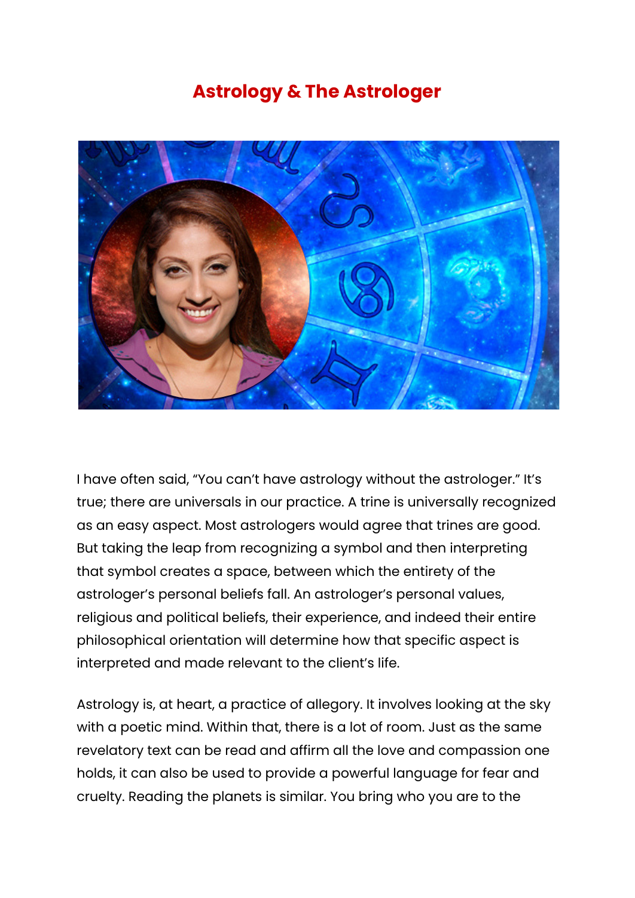# Astrology & The Astrologer

I have often said, "You can't have astrology without the astrologer." It's true; there are universals in our practice. A trine is universally recognized as an easy aspect. Most astrologers would agree that trines are good. But taking the leap from recognizing a symbol and then interpreting that symbol creates a space, between which the entirety of the astrologer's personal beliefs fall. An astrologer's personal values, religious and political beliefs, their experience, and indeed their entire philosophical orientation will determine how that specific aspect is interpreted and made relevant to the client's life.

Astrology is, at heart, a practice of allegory. It involves looking at the sky with a poetic mind. Within that, there is a lot of room. Just as the same revelatory text can be read and affirm all the love and compassion one holds, it can also be used to provide a powerful language for fear and cruelty. Reading the planets is similar. You bring who you are to the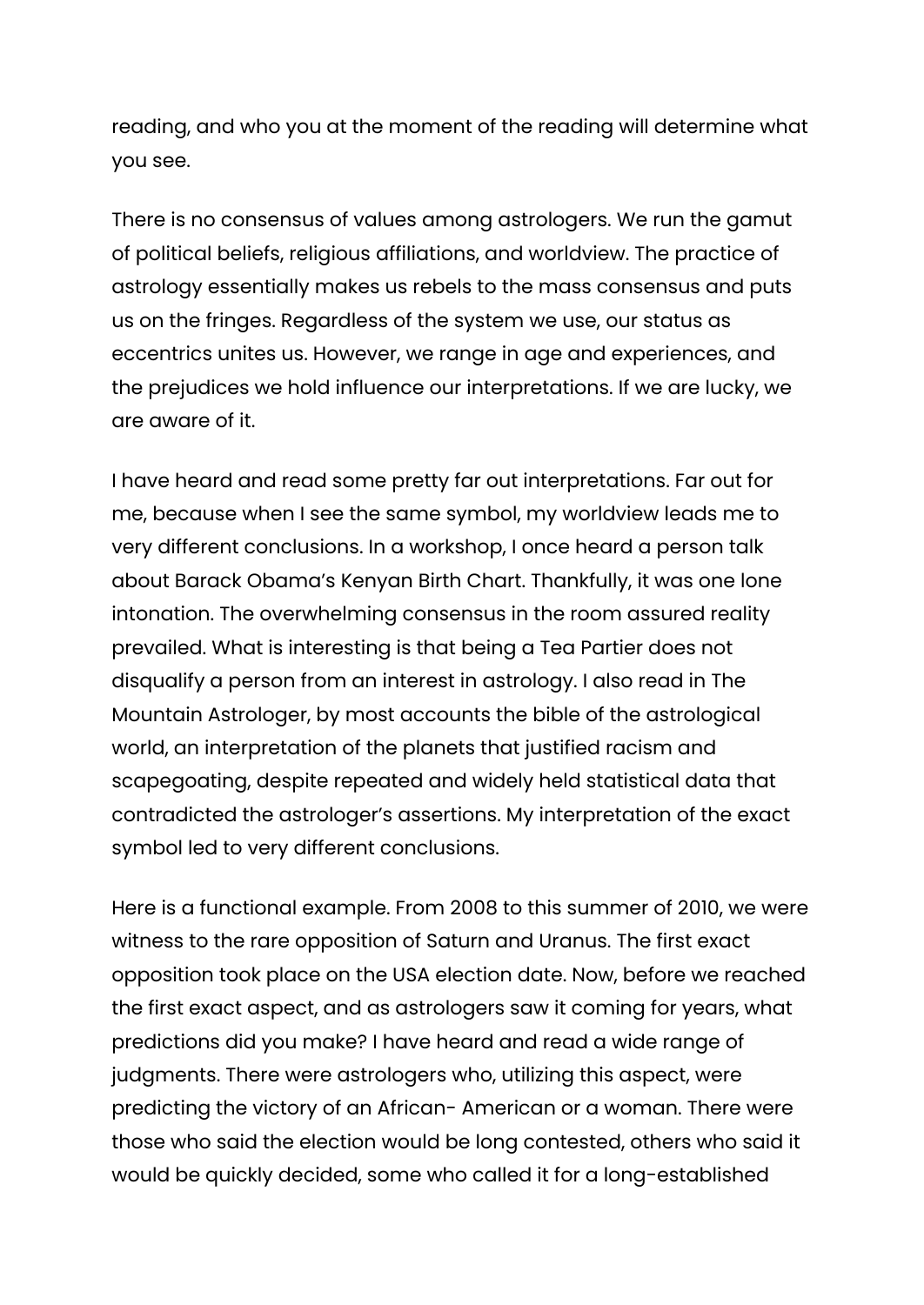reading, and who you at the moment of the reading will determine what you see.

There is no consensus of values among astrologers. We run the gamut of political beliefs, religious affiliations, and worldview. The practice of astrology essentially makes us rebels to the mass consensus and puts us on the fringes. Regardless of the system we use, our status as eccentrics unites us. However, we range in age and experiences, and the prejudices we hold influence our interpretations. If we are lucky, we are aware of it.

I have heard and read some pretty far out interpretations. Far out for me, because when I see the same symbol, my worldview leads me to very different conclusions. In a workshop, I once heard a person talk about Barack Obama's Kenyan Birth Chart. Thankfully, it was one lone intonation. The overwhelming consensus in the room assured reality prevailed. What is interesting is that being a Tea Partier does not disqualify a person from an interest in astrology. I also read in The Mountain Astrologer, by most accounts the bible of the astrological world, an interpretation of the planets that justified racism and scapegoating, despite repeated and widely held statistical data that contradicted the astrologer's assertions. My interpretation of the exact symbol led to very different conclusions.

Here is a functional example. From 2008 to this summer of 2010, we were witness to the rare opposition of Saturn and Uranus. The first exact opposition took place on the USA election date. Now, before we reached the first exact aspect, and as astrologers saw it coming for years, what predictions did you make? I have heard and read a wide range of judgments. There were astrologers who, utilizing this aspect, were predicting the victory of an African- American or a woman. There were those who said the election would be long contested, others who said it would be quickly decided, some who called it for a long-established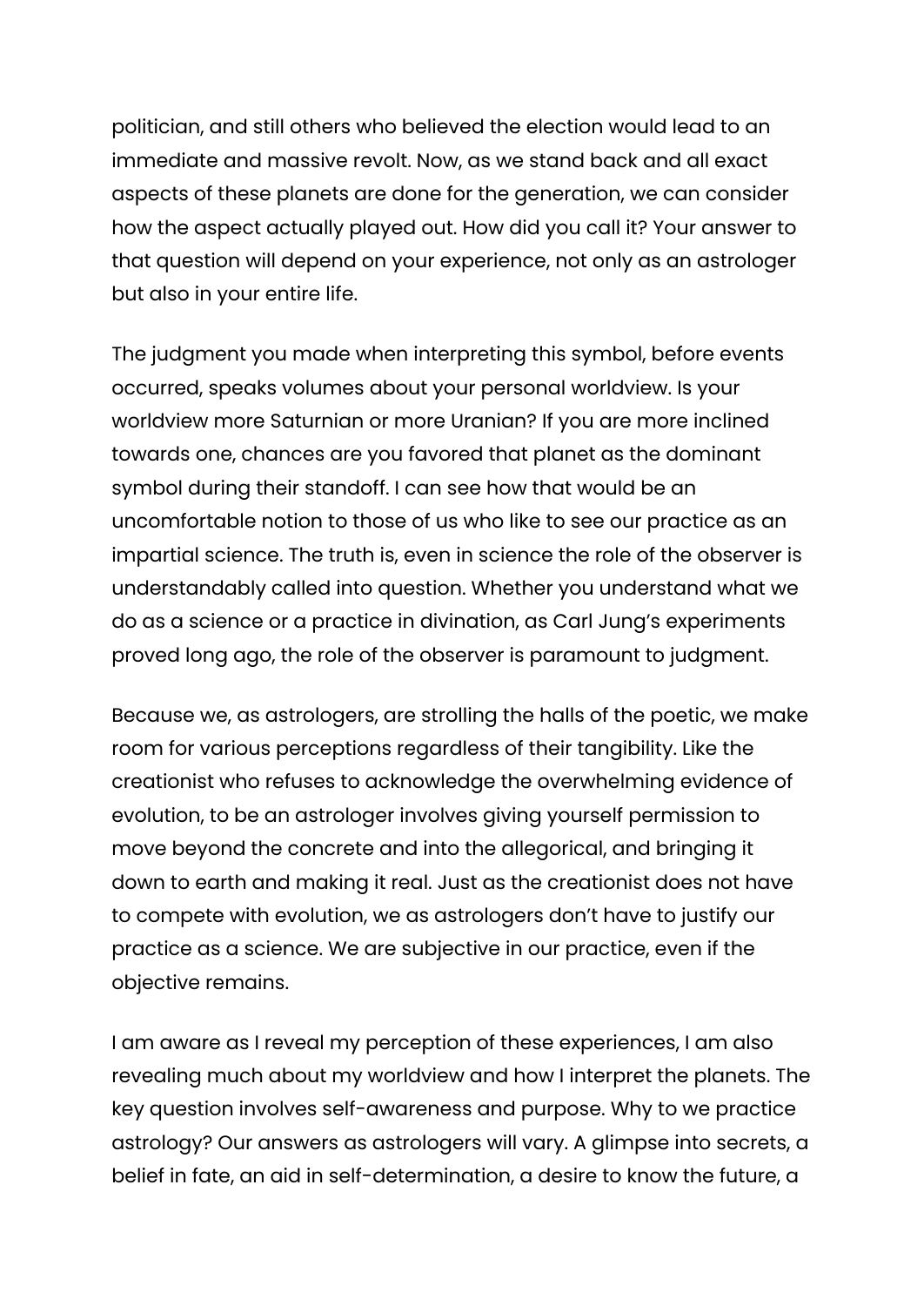politician, and still others who believed the election would lead to an immediate and massive revolt. Now, as we stand back and all exact aspects of these planets are done for the generation, we can consider how the aspect actually played out. How did you call it? Your answer to that question will depend on your experience, not only as an astrologer but also in your entire life.

The judgment you made when interpreting this symbol, before events occurred, speaks volumes about your personal worldview. Is your worldview more Saturnian or more Uranian? If you are more inclined towards one, chances are you favored that planet as the dominant symbol during their standoff. I can see how that would be an uncomfortable notion to those of us who like to see our practice as an impartial science. The truth is, even in science the role of the observer is understandably called into question. Whether you understand what we do as a science or a practice in divination, as Carl Jung's experiments proved long ago, the role of the observer is paramount to judgment.

Because we, as astrologers, are strolling the halls of the poetic, we make room for various perceptions regardless of their tangibility. Like the creationist who refuses to acknowledge the overwhelming evidence of evolution, to be an astrologer involves giving yourself permission to move beyond the concrete and into the allegorical, and bringing it down to earth and making it real. Just as the creationist does not have to compete with evolution, we as astrologers don't have to justify our practice as a science. We are subjective in our practice, even if the objective remains.

I am aware as I reveal my perception of these experiences, I am also revealing much about my worldview and how I interpret the planets. The key question involves self-awareness and purpose. Why to we practice astrology? Our answers as astrologers will vary. A glimpse into secrets, a belief in fate, an aid in self-determination, a desire to know the future, a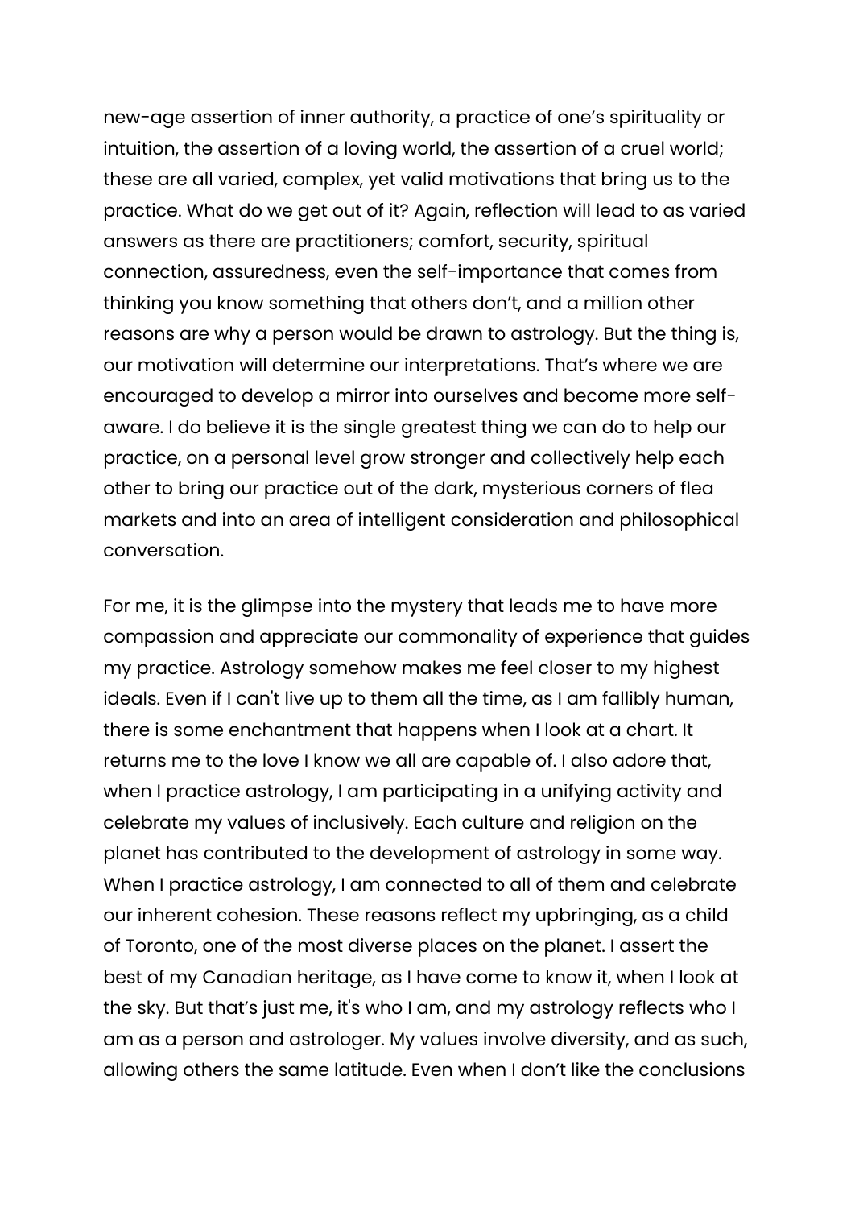new-age assertion of inner authority, a practice of one's spirituality or intuition, the assertion of a loving world, the assertion of a cruel world; these are all varied, complex, yet valid motivations that bring us to the practice. What do we get out of it? Again, reflection will lead to as varied answers as there are practitioners; comfort, security, spiritual connection, assuredness, even the self-importance that comes from thinking you know something that others don't, and a million other reasons are why a person would be drawn to astrology. But the thing is, our motivation will determine our interpretations. That's where we are encouraged to develop a mirror into ourselves and become more self-aware. I do believe it is the single greatest thing we can do to help our practice, on a personal level grow stronger and collectively help each other to bring our practice out of the dark, mysterious corners of flea markets and into an area of intelligent consideration and philosophical conversation.

For me, it is the glimpse into the mystery that leads me to have more compassion and appreciate our commonality of experience that guides my practice. Astrology somehow makes me feel closer to my highest ideals. Even if I can't live up to them all the time, as I am fallibly human, there is some enchantment that happens when I look at a chart. It returns me to the love I know we all are capable of. I also adore that, when I practice astrology, I am participating in a unifying activity and celebrate my values of inclusively. Each culture and religion on the planet has contributed to the development of astrology in some way. When I practice astrology, I am connected to all of them and celebrate our inherent cohesion. These reasons reflect my upbringing, as a child of Toronto, one of the most diverse places on the planet. I assert the best of my Canadian heritage, as I have come to know it, when I look at the sky. But that's just me, it's who I am, and my astrology reflects who I am as a person and astrologer. My values involve diversity, and as such, allowing others the same latitude. Even when I don't like the conclusions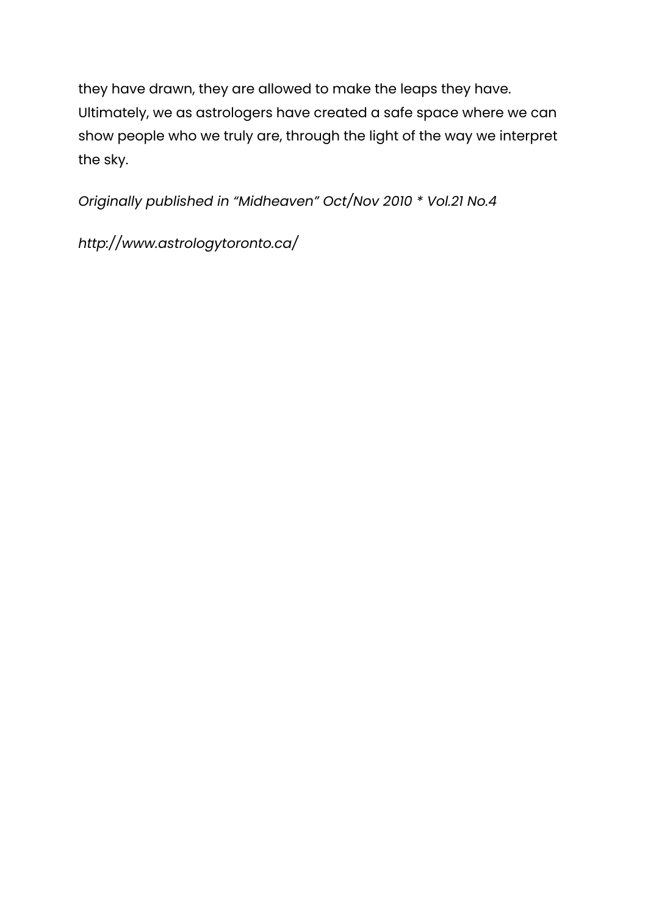they have drawn, they are allowed to make the leaps they have. Ultimately, we as astrologers have created a safe space where we can show people who we truly are, through the light of the way we interpret the sky.

*Originally published in "Midheaven" Oct/Nov 2010 * Vol.21 No.4*

*http://www.astrologytoronto.ca/*